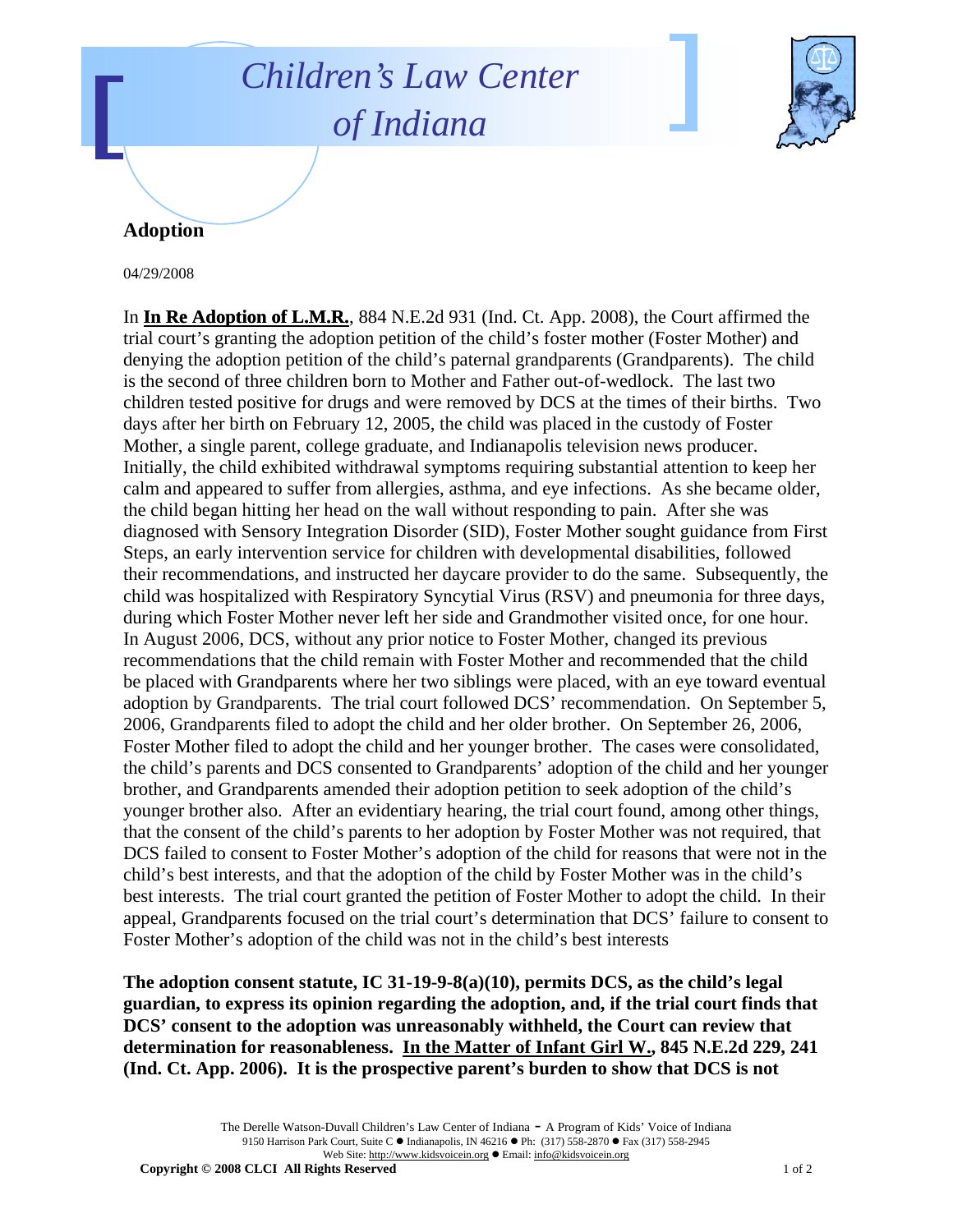# *Children's Law Center of Indiana*

## Adoption

04/29/2008

In **In Re Adoption of L.M.R.**, 884 N.E.2d 931 (Ind. Ct. App. 2008), the Court affirmed the trial court's granting the adoption petition of the child's foster mother (Foster Mother) and denying the adoption petition of the child's paternal grandparents (Grandparents). The child is the second of three children born to Mother and Father out-of-wedlock. The last two children tested positive for drugs and were removed by DCS at the times of their births. Two days after her birth on February 12, 2005, the child was placed in the custody of Foster Mother, a single parent, college graduate, and Indianapolis television news producer. Initially, the child exhibited withdrawal symptoms requiring substantial attention to keep her calm and appeared to suffer from allergies, asthma, and eye infections. As she became older, the child began hitting her head on the wall without responding to pain. After she was diagnosed with Sensory Integration Disorder (SID), Foster Mother sought guidance from First Steps, an early intervention service for children with developmental disabilities, followed their recommendations, and instructed her daycare provider to do the same. Subsequently, the child was hospitalized with Respiratory Syncytial Virus (RSV) and pneumonia for three days, during which Foster Mother never left her side and Grandmother visited once, for one hour. In August 2006, DCS, without any prior notice to Foster Mother, changed its previous recommendations that the child remain with Foster Mother and recommended that the child be placed with Grandparents where her two siblings were placed, with an eye toward eventual adoption by Grandparents. The trial court followed DCS' recommendation. On September 5, 2006, Grandparents filed to adopt the child and her older brother. On September 26, 2006, Foster Mother filed to adopt the child and her younger brother. The cases were consolidated, the child's parents and DCS consented to Grandparents' adoption of the child and her younger brother, and Grandparents amended their adoption petition to seek adoption of the child's younger brother also. After an evidentiary hearing, the trial court found, among other things, that the consent of the child's parents to her adoption by Foster Mother was not required, that DCS failed to consent to Foster Mother's adoption of the child for reasons that were not in the child's best interests, and that the adoption of the child by Foster Mother was in the child's best interests. The trial court granted the petition of Foster Mother to adopt the child. In their appeal, Grandparents focused on the trial court's determination that DCS' failure to consent to Foster Mother's adoption of the child was not in the child's best interests

**The adoption consent statute, IC 31-19-9-8(a)(10), permits DCS, as the child's legal guardian, to express its opinion regarding the adoption, and, if the trial court finds that DCS' consent to the adoption was unreasonably withheld, the Court can review that determination for reasonableness. In the Matter of Infant Girl W., 845 N.E.2d 229, 241 (Ind. Ct. App. 2006). It is the prospective parent's burden to show that DCS is not**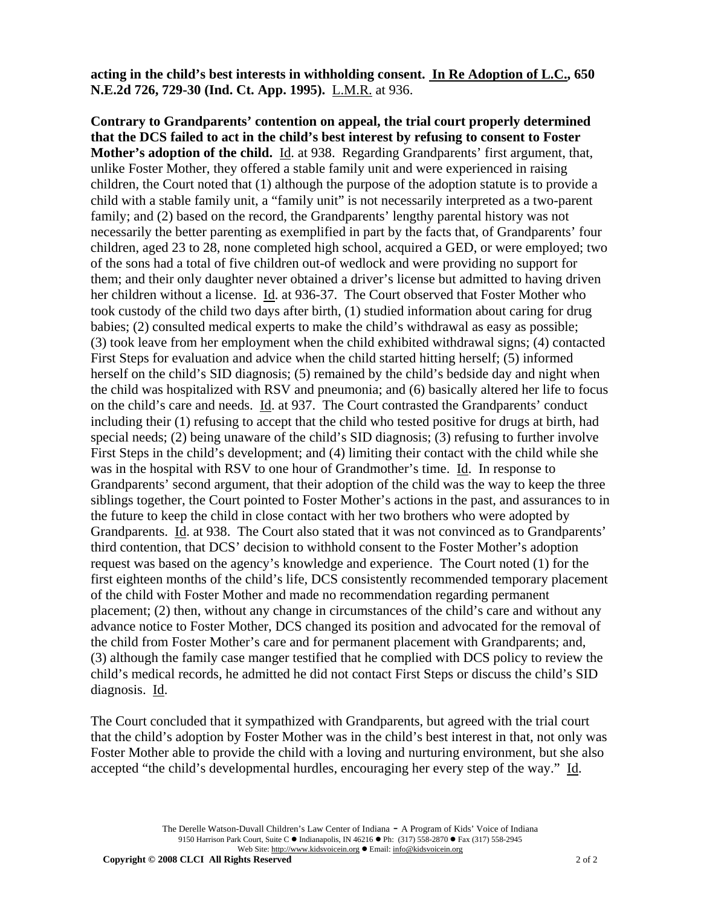**acting in the child's best interests in withholding consent. In Re Adoption of L.C., 650 N.E.2d 726, 729-30 (Ind. Ct. App. 1995).** L.M.R. at 936.

**Contrary to Grandparents' contention on appeal, the trial court properly determined that the DCS failed to act in the child's best interest by refusing to consent to Foster Mother's adoption of the child.** Id. at 938. Regarding Grandparents' first argument, that, unlike Foster Mother, they offered a stable family unit and were experienced in raising children, the Court noted that (1) although the purpose of the adoption statute is to provide a child with a stable family unit, a "family unit" is not necessarily interpreted as a two-parent family; and (2) based on the record, the Grandparents' lengthy parental history was not necessarily the better parenting as exemplified in part by the facts that, of Grandparents' four children, aged 23 to 28, none completed high school, acquired a GED, or were employed; two of the sons had a total of five children out-of wedlock and were providing no support for them; and their only daughter never obtained a driver's license but admitted to having driven her children without a license. Id. at 936-37. The Court observed that Foster Mother who took custody of the child two days after birth, (1) studied information about caring for drug babies; (2) consulted medical experts to make the child's withdrawal as easy as possible; (3) took leave from her employment when the child exhibited withdrawal signs; (4) contacted First Steps for evaluation and advice when the child started hitting herself; (5) informed herself on the child's SID diagnosis; (5) remained by the child's bedside day and night when the child was hospitalized with RSV and pneumonia; and (6) basically altered her life to focus on the child's care and needs. Id. at 937. The Court contrasted the Grandparents' conduct including their (1) refusing to accept that the child who tested positive for drugs at birth, had special needs; (2) being unaware of the child's SID diagnosis; (3) refusing to further involve First Steps in the child's development; and (4) limiting their contact with the child while she was in the hospital with RSV to one hour of Grandmother's time. Id. In response to Grandparents' second argument, that their adoption of the child was the way to keep the three siblings together, the Court pointed to Foster Mother's actions in the past, and assurances to in the future to keep the child in close contact with her two brothers who were adopted by Grandparents. Id. at 938. The Court also stated that it was not convinced as to Grandparents' third contention, that DCS' decision to withhold consent to the Foster Mother's adoption request was based on the agency's knowledge and experience. The Court noted (1) for the first eighteen months of the child's life, DCS consistently recommended temporary placement of the child with Foster Mother and made no recommendation regarding permanent placement; (2) then, without any change in circumstances of the child's care and without any advance notice to Foster Mother, DCS changed its position and advocated for the removal of the child from Foster Mother's care and for permanent placement with Grandparents; and, (3) although the family case manger testified that he complied with DCS policy to review the child's medical records, he admitted he did not contact First Steps or discuss the child's SID diagnosis. Id.

The Court concluded that it sympathized with Grandparents, but agreed with the trial court that the child's adoption by Foster Mother was in the child's best interest in that, not only was Foster Mother able to provide the child with a loving and nurturing environment, but she also accepted "the child's developmental hurdles, encouraging her every step of the way." Id.

The Derelle Watson-Duvall Children's Law Center of Indiana - A Program of Kids' Voice of Indiana
9150 Harrison Park Court, Suite C ● Indianapolis, IN 46216 ● Ph: (317) 558-2870 ● Fax (317) 558-2945
Web Site: http://www.kidsvoicein.org ● Email: info@kidsvoicein.org

**Copyright © 2008 CLCI All Rights Reserved**